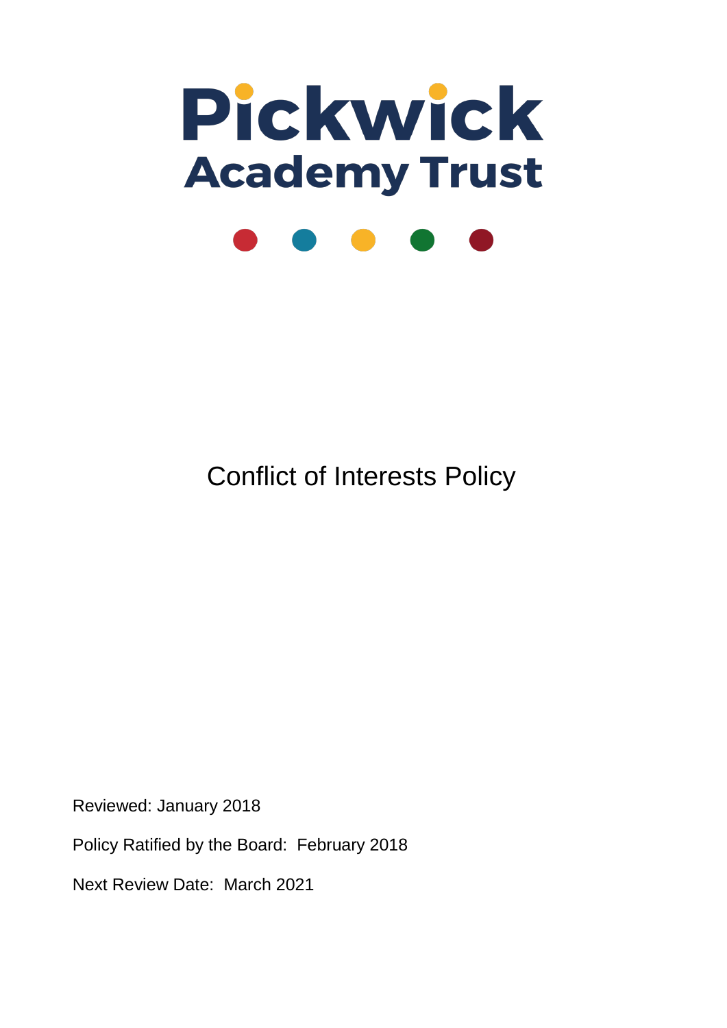# Pickwick Academy Trust

## Conflict of Interests Policy

Reviewed: January 2018

Policy Ratified by the Board: February 2018

Next Review Date: March 2021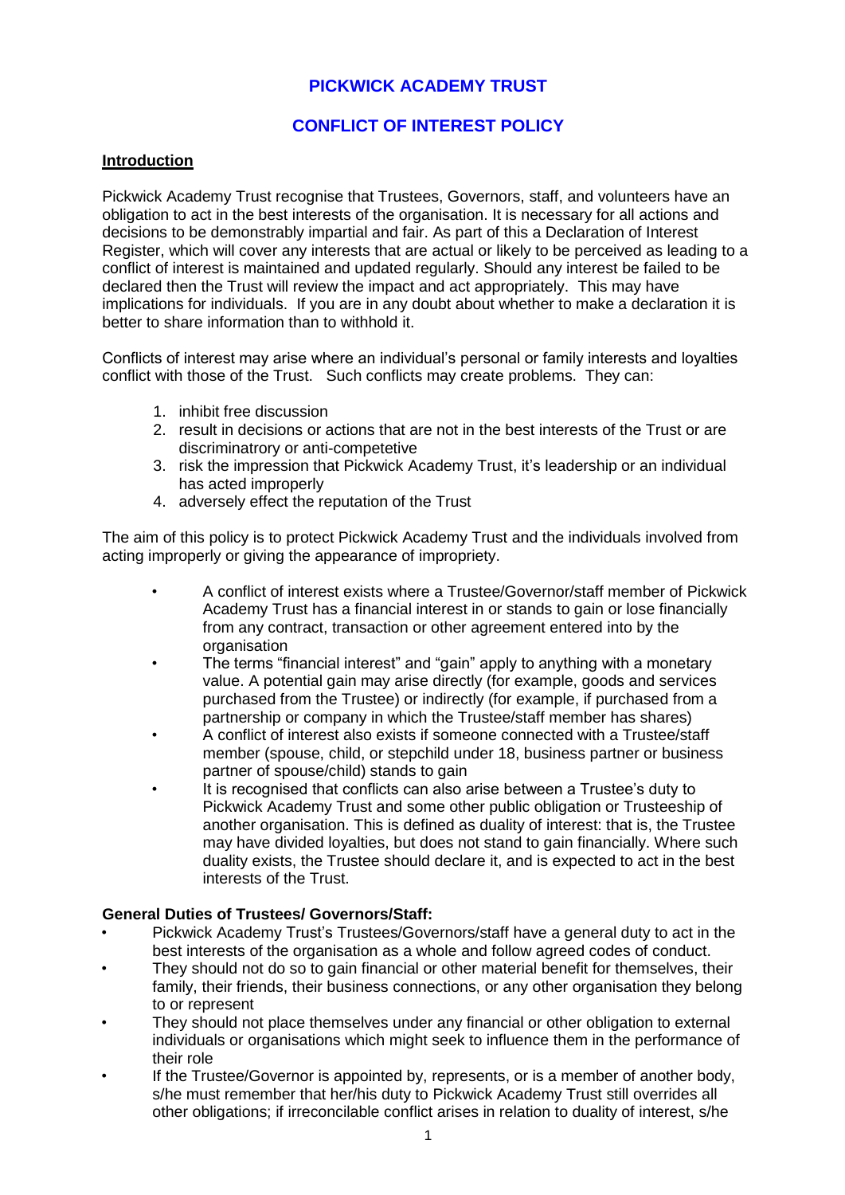# PICKWICK ACADEMY TRUST

## CONFLICT OF INTEREST POLICY

### Introduction

Pickwick Academy Trust recognise that Trustees, Governors, staff, and volunteers have an obligation to act in the best interests of the organisation. It is necessary for all actions and decisions to be demonstrably impartial and fair. As part of this a Declaration of Interest Register, which will cover any interests that are actual or likely to be perceived as leading to a conflict of interest is maintained and updated regularly. Should any interest be failed to be declared then the Trust will review the impact and act appropriately. This may have implications for individuals. If you are in any doubt about whether to make a declaration it is better to share information than to withhold it.

Conflicts of interest may arise where an individual's personal or family interests and loyalties conflict with those of the Trust. Such conflicts may create problems. They can:

1. inhibit free discussion
2. result in decisions or actions that are not in the best interests of the Trust or are discriminatrory or anti-competetive
3. risk the impression that Pickwick Academy Trust, it's leadership or an individual has acted improperly
4. adversely effect the reputation of the Trust

The aim of this policy is to protect Pickwick Academy Trust and the individuals involved from acting improperly or giving the appearance of impropriety.

- A conflict of interest exists where a Trustee/Governor/staff member of Pickwick Academy Trust has a financial interest in or stands to gain or lose financially from any contract, transaction or other agreement entered into by the organisation
- The terms "financial interest" and "gain" apply to anything with a monetary value. A potential gain may arise directly (for example, goods and services purchased from the Trustee) or indirectly (for example, if purchased from a partnership or company in which the Trustee/staff member has shares)
- A conflict of interest also exists if someone connected with a Trustee/staff member (spouse, child, or stepchild under 18, business partner or business partner of spouse/child) stands to gain
- It is recognised that conflicts can also arise between a Trustee's duty to Pickwick Academy Trust and some other public obligation or Trusteeship of another organisation. This is defined as duality of interest: that is, the Trustee may have divided loyalties, but does not stand to gain financially. Where such duality exists, the Trustee should declare it, and is expected to act in the best interests of the Trust.

**General Duties of Trustees/ Governors/Staff:**

- Pickwick Academy Trust's Trustees/Governors/staff have a general duty to act in the best interests of the organisation as a whole and follow agreed codes of conduct.
- They should not do so to gain financial or other material benefit for themselves, their family, their friends, their business connections, or any other organisation they belong to or represent
- They should not place themselves under any financial or other obligation to external individuals or organisations which might seek to influence them in the performance of their role
- If the Trustee/Governor is appointed by, represents, or is a member of another body, s/he must remember that her/his duty to Pickwick Academy Trust still overrides all other obligations; if irreconcilable conflict arises in relation to duality of interest, s/he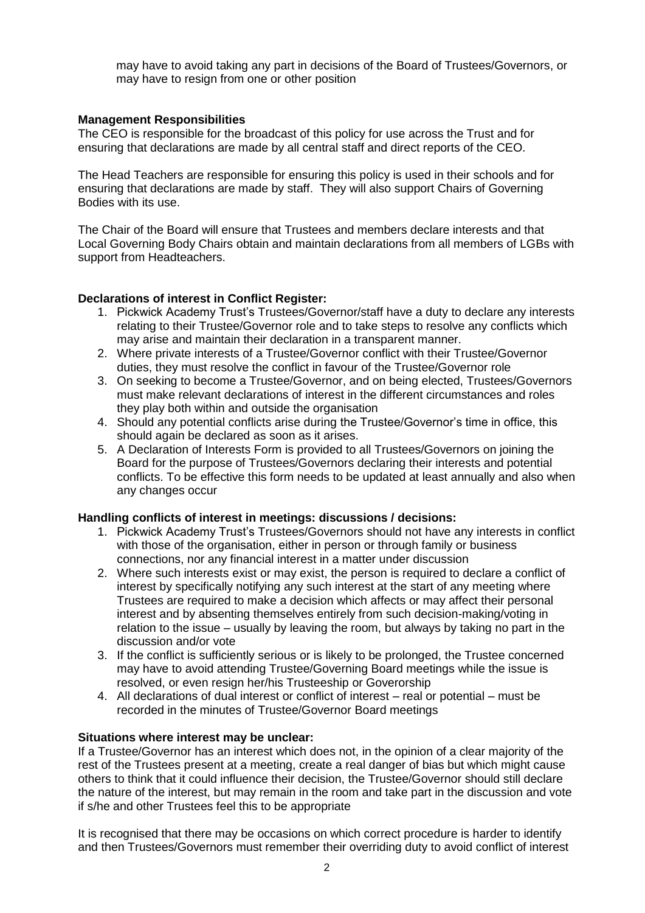may have to avoid taking any part in decisions of the Board of Trustees/Governors, or may have to resign from one or other position

**Management Responsibilities**

The CEO is responsible for the broadcast of this policy for use across the Trust and for ensuring that declarations are made by all central staff and direct reports of the CEO.

The Head Teachers are responsible for ensuring this policy is used in their schools and for ensuring that declarations are made by staff. They will also support Chairs of Governing Bodies with its use.

The Chair of the Board will ensure that Trustees and members declare interests and that Local Governing Body Chairs obtain and maintain declarations from all members of LGBs with support from Headteachers.

**Declarations of interest in Conflict Register:**

1. Pickwick Academy Trust's Trustees/Governor/staff have a duty to declare any interests relating to their Trustee/Governor role and to take steps to resolve any conflicts which may arise and maintain their declaration in a transparent manner.
2. Where private interests of a Trustee/Governor conflict with their Trustee/Governor duties, they must resolve the conflict in favour of the Trustee/Governor role
3. On seeking to become a Trustee/Governor, and on being elected, Trustees/Governors must make relevant declarations of interest in the different circumstances and roles they play both within and outside the organisation
4. Should any potential conflicts arise during the Trustee/Governor's time in office, this should again be declared as soon as it arises.
5. A Declaration of Interests Form is provided to all Trustees/Governors on joining the Board for the purpose of Trustees/Governors declaring their interests and potential conflicts. To be effective this form needs to be updated at least annually and also when any changes occur

**Handling conflicts of interest in meetings: discussions / decisions:**

1. Pickwick Academy Trust's Trustees/Governors should not have any interests in conflict with those of the organisation, either in person or through family or business connections, nor any financial interest in a matter under discussion
2. Where such interests exist or may exist, the person is required to declare a conflict of interest by specifically notifying any such interest at the start of any meeting where Trustees are required to make a decision which affects or may affect their personal interest and by absenting themselves entirely from such decision-making/voting in relation to the issue – usually by leaving the room, but always by taking no part in the discussion and/or vote
3. If the conflict is sufficiently serious or is likely to be prolonged, the Trustee concerned may have to avoid attending Trustee/Governing Board meetings while the issue is resolved, or even resign her/his Trusteeship or Goverorship
4. All declarations of dual interest or conflict of interest – real or potential – must be recorded in the minutes of Trustee/Governor Board meetings

**Situations where interest may be unclear:**

If a Trustee/Governor has an interest which does not, in the opinion of a clear majority of the rest of the Trustees present at a meeting, create a real danger of bias but which might cause others to think that it could influence their decision, the Trustee/Governor should still declare the nature of the interest, but may remain in the room and take part in the discussion and vote if s/he and other Trustees feel this to be appropriate

It is recognised that there may be occasions on which correct procedure is harder to identify and then Trustees/Governors must remember their overriding duty to avoid conflict of interest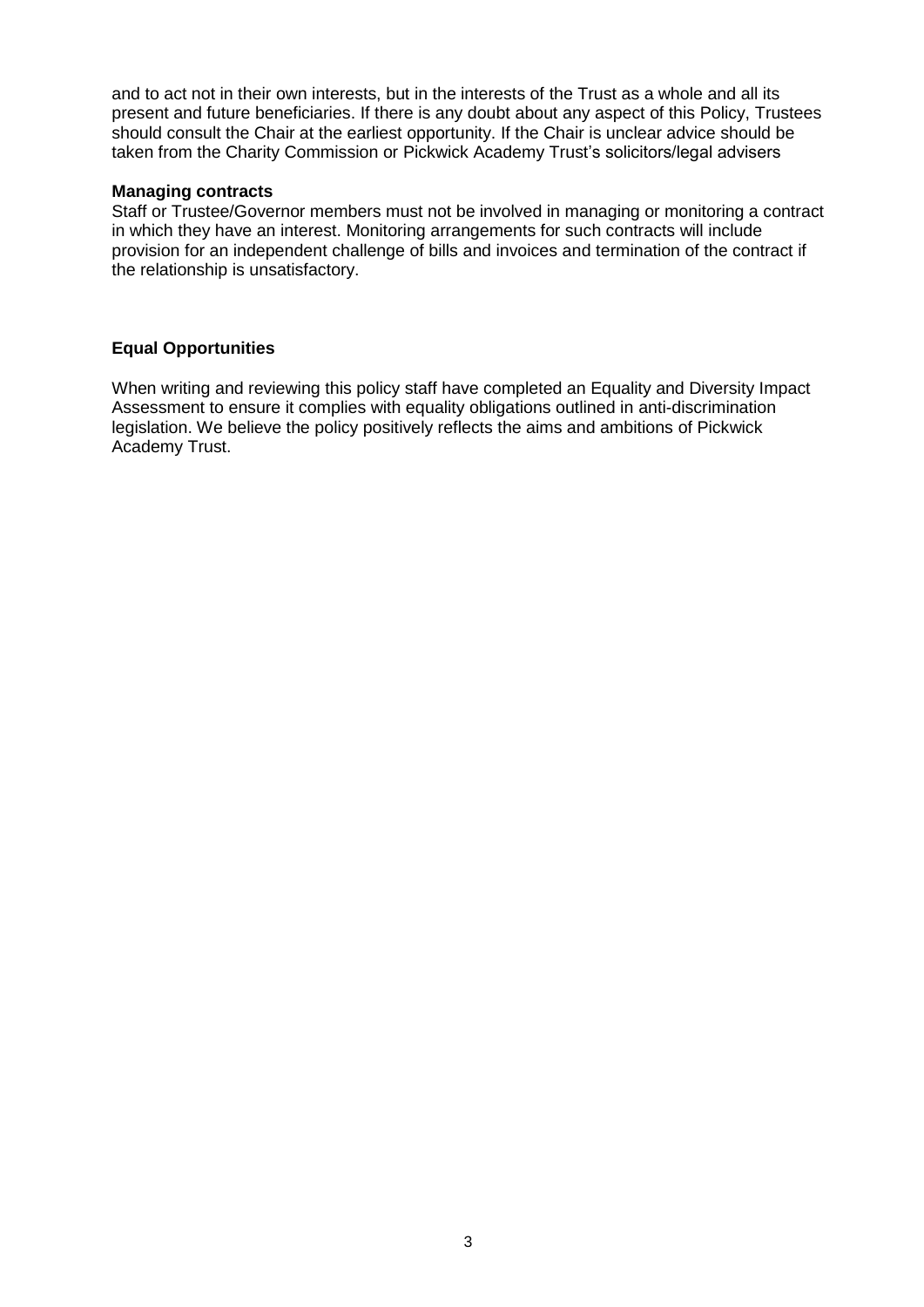and to act not in their own interests, but in the interests of the Trust as a whole and all its present and future beneficiaries. If there is any doubt about any aspect of this Policy, Trustees should consult the Chair at the earliest opportunity. If the Chair is unclear advice should be taken from the Charity Commission or Pickwick Academy Trust's solicitors/legal advisers

**Managing contracts**

Staff or Trustee/Governor members must not be involved in managing or monitoring a contract in which they have an interest. Monitoring arrangements for such contracts will include provision for an independent challenge of bills and invoices and termination of the contract if the relationship is unsatisfactory.

**Equal Opportunities**

When writing and reviewing this policy staff have completed an Equality and Diversity Impact Assessment to ensure it complies with equality obligations outlined in anti-discrimination legislation. We believe the policy positively reflects the aims and ambitions of Pickwick Academy Trust.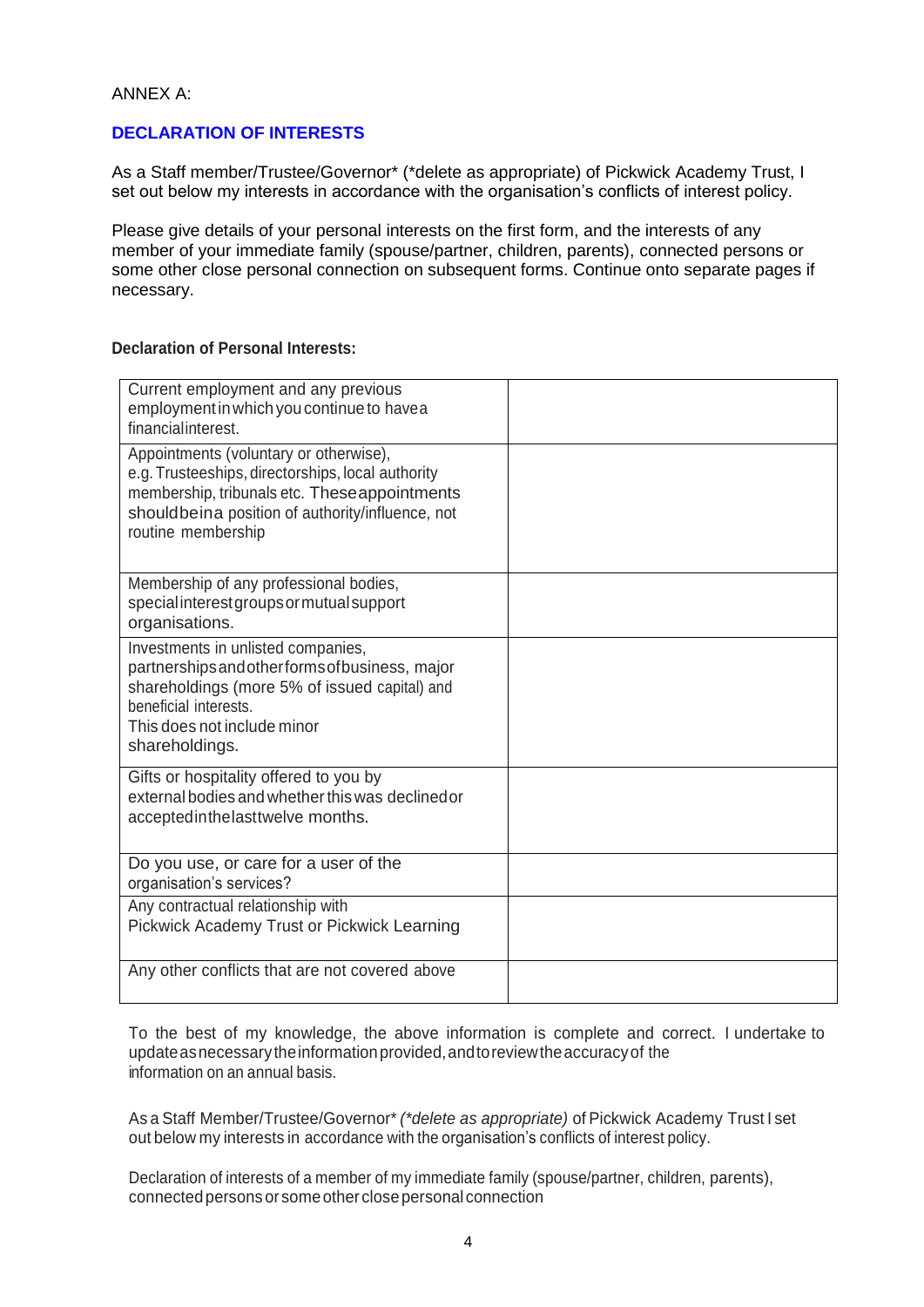ANNEX A:

## DECLARATION OF INTERESTS

As a Staff member/Trustee/Governor* (*delete as appropriate) of Pickwick Academy Trust, I set out below my interests in accordance with the organisation's conflicts of interest policy.

Please give details of your personal interests on the first form, and the interests of any member of your immediate family (spouse/partner, children, parents), connected persons or some other close personal connection on subsequent forms. Continue onto separate pages if necessary.

**Declaration of Personal Interests:**

| | |
|---|---|
| Current employment and any previous employment in which you continue to have a financial interest. | |
| Appointments (voluntary or otherwise), e.g. Trusteeships, directorships, local authority membership, tribunals etc. These appointments should be in a position of authority/influence, not routine membership | |
| Membership of any professional bodies, special interest groups or mutual support organisations. | |
| Investments in unlisted companies, partnerships and other forms of business, major shareholdings (more 5% of issued capital) and beneficial interests. This does not include minor shareholdings. | |
| Gifts or hospitality offered to you by external bodies and whether this was declined or accepted in the last twelve months. | |
| Do you use, or care for a user of the organisation's services? | |
| Any contractual relationship with Pickwick Academy Trust or Pickwick Learning | |
| Any other conflicts that are not covered above | |

To the best of my knowledge, the above information is complete and correct. I undertake to update as necessary the information provided, and to review the accuracy of the information on an annual basis.

As a Staff Member/Trustee/Governor* *(\*delete as appropriate)* of Pickwick Academy Trust I set out below my interests in accordance with the organisation's conflicts of interest policy.

Declaration of interests of a member of my immediate family (spouse/partner, children, parents), connected persons or some other close personal connection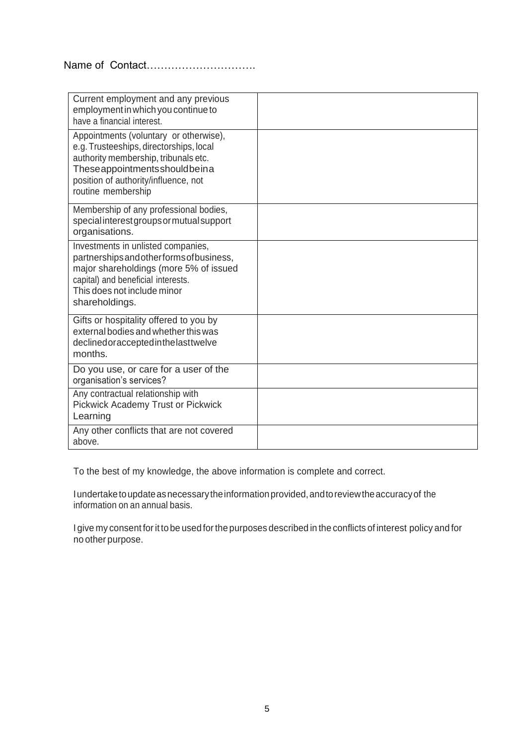Name of Contact…………………………

| | |
|---|---|
| Current employment and any previous employment in which you continue to have a financial interest. | |
| Appointments (voluntary or otherwise), e.g. Trusteeships, directorships, local authority membership, tribunals etc. These appointments should be in a position of authority/influence, not routine membership | |
| Membership of any professional bodies, special interest groups or mutual support organisations. | |
| Investments in unlisted companies, partnerships and other forms of business, major shareholdings (more 5% of issued capital) and beneficial interests. This does not include minor shareholdings. | |
| Gifts or hospitality offered to you by external bodies and whether this was declined or accepted in the last twelve months. | |
| Do you use, or care for a user of the organisation's services? | |
| Any contractual relationship with Pickwick Academy Trust or Pickwick Learning | |
| Any other conflicts that are not covered above. | |

To the best of my knowledge, the above information is complete and correct.

I undertake to update as necessary the information provided, and to review the accuracy of the information on an annual basis.

I give my consent for it to be used for the purposes described in the conflicts of interest policy and for no other purpose.